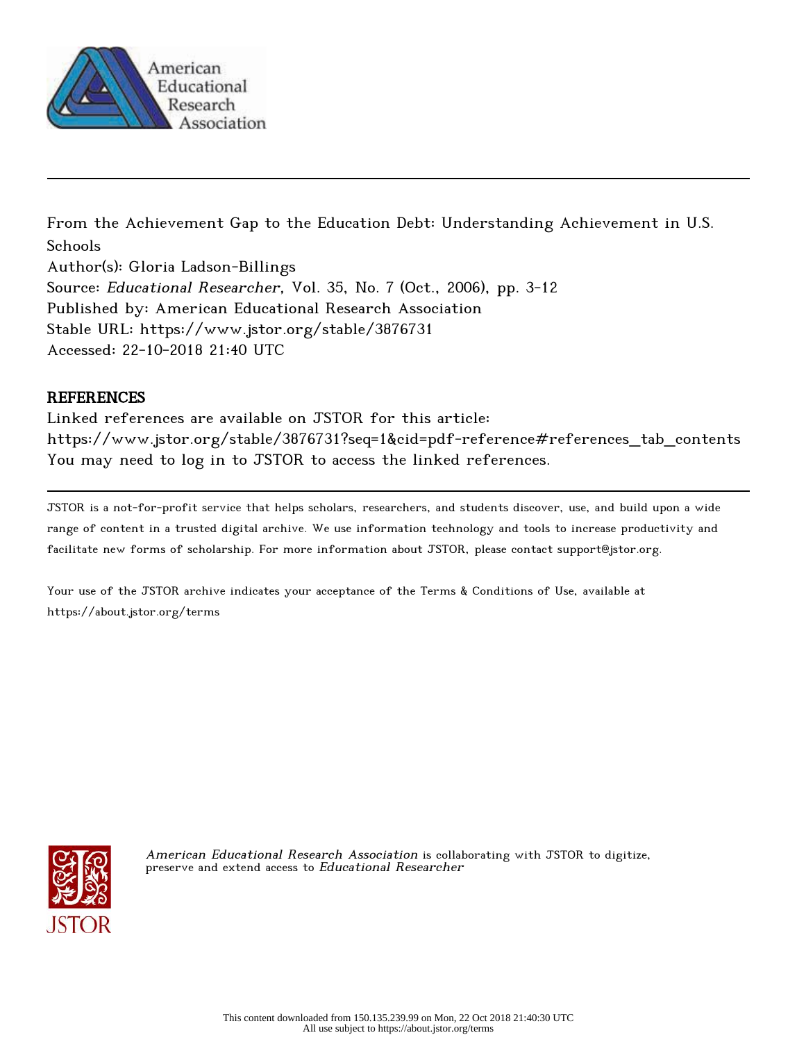American Educational Research Association

From the Achievement Gap to the Education Debt: Understanding Achievement in U.S. Schools
Author(s): Gloria Ladson-Billings
Source: *Educational Researcher*, Vol. 35, No. 7 (Oct., 2006), pp. 3-12
Published by: American Educational Research Association
Stable URL: https://www.jstor.org/stable/3876731
Accessed: 22-10-2018 21:40 UTC

## REFERENCES

Linked references are available on JSTOR for this article:
https://www.jstor.org/stable/3876731?seq=1&cid=pdf-reference#references_tab_contents
You may need to log in to JSTOR to access the linked references.

JSTOR is a not-for-profit service that helps scholars, researchers, and students discover, use, and build upon a wide range of content in a trusted digital archive. We use information technology and tools to increase productivity and facilitate new forms of scholarship. For more information about JSTOR, please contact support@jstor.org.

Your use of the JSTOR archive indicates your acceptance of the Terms & Conditions of Use, available at https://about.jstor.org/terms

*American Educational Research Association* is collaborating with JSTOR to digitize, preserve and extend access to *Educational Researcher*

This content downloaded from 150.135.239.99 on Mon, 22 Oct 2018 21:40:30 UTC
All use subject to https://about.jstor.org/terms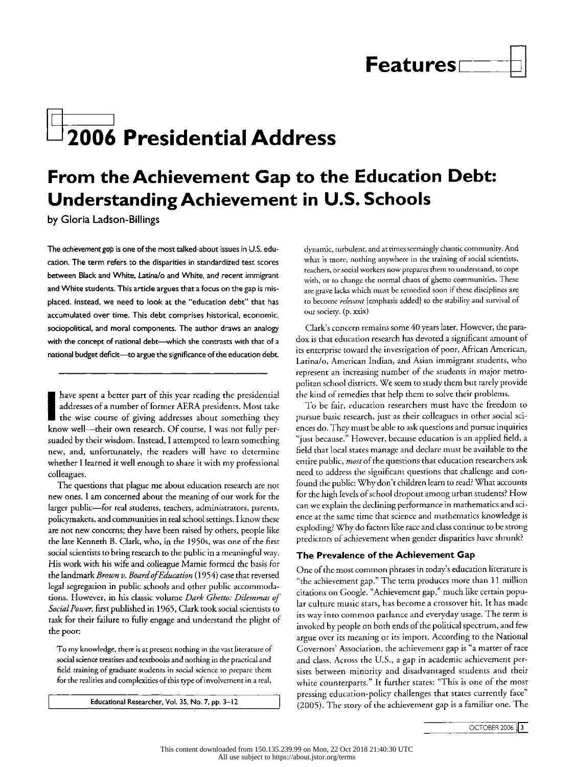# 2006 Presidential Address

## From the Achievement Gap to the Education Debt: Understanding Achievement in U.S. Schools

by Gloria Ladson-Billings

**The *achievement gap* is one of the most talked-about issues in U.S. education. The term refers to the disparities in standardized test scores between Black and White, Latina/o and White, and recent immigrant and White students. This article argues that a focus on the gap is misplaced. Instead, we need to look at the "education debt" that has accumulated over time. This debt comprises historical, economic, sociopolitical, and moral components. The author draws an analogy with the concept of national debt—which she contrasts with that of a national budget deficit—to argue the significance of the education debt.**

---

I have spent a better part of this year reading the presidential addresses of a number of former AERA presidents. Most take the wise course of giving addresses about something they know well—their own research. Of course, I was not fully persuaded by their wisdom. Instead, I attempted to learn something new, and, unfortunately, the readers will have to determine whether I learned it well enough to share it with my professional colleagues.

The questions that plague me about education research are not new ones. I am concerned about the meaning of our work for the larger public—for real students, teachers, administrators, parents, policymakers, and communities in real school settings. I know these are not new concerns; they have been raised by others, people like the late Kenneth B. Clark, who, in the 1950s, was one of the first social scientists to bring research to the public in a meaningful way. His work with his wife and colleague Mamie formed the basis for the landmark *Brown v. Board of Education* (1954) case that reversed legal segregation in public schools and other public accommodations. However, in his classic volume *Dark Ghetto: Dilemmas of Social Power*, first published in 1965, Clark took social scientists to task for their failure to fully engage and understand the plight of the poor:

> To my knowledge, there is at present nothing in the vast literature of social science treatises and textbooks and nothing in the practical and field training of graduate students in social science to prepare them for the realities and complexities of this type of involvement in a real, dynamic, turbulent, and at times seemingly chaotic community. And what is more, nothing anywhere in the training of social scientists, teachers, or social workers now prepares them to understand, to cope with, or to change the normal chaos of ghetto communities. These are grave lacks which must be remedied soon if these disciplines are to become *relevant* [emphasis added] to the stability and survival of our society. (p. xxix)

Clark's concern remains some 40 years later. However, the paradox is that education research has devoted a significant amount of its enterprise toward the investigation of poor, African American, Latina/o, American Indian, and Asian immigrant students, who represent an increasing number of the students in major metropolitan school districts. We seem to study them but rarely provide the kind of remedies that help them to solve their problems.

To be fair, education researchers must have the freedom to pursue basic research, just as their colleagues in other social sciences do. They must be able to ask questions and pursue inquiries "just because." However, because education is an applied field, a field that local states manage and declare must be available to the entire public, *most* of the questions that education researchers ask need to address the significant questions that challenge and confound the public: Why don't children learn to read? What accounts for the high levels of school dropout among urban students? How can we explain the declining performance in mathematics and science at the same time that science and mathematics knowledge is exploding? Why do factors like race and class continue to be strong predictors of achievement when gender disparities have shrunk?

### The Prevalence of the Achievement Gap

One of the most common phrases in today's education literature is "the achievement gap." The term produces more than 11 million citations on Google. "Achievement gap," much like certain popular culture music stars, has become a crossover hit. It has made its way into common parlance and everyday usage. The term is invoked by people on both ends of the political spectrum, and few argue over its meaning or its import. According to the National Governors' Association, the achievement gap is "a matter of race and class. Across the U.S., a gap in academic achievement persists between minority and disadvantaged students and their white counterparts." It further states: "This is one of the most pressing education-policy challenges that states currently face" (2005). The story of the achievement gap is a familiar one. The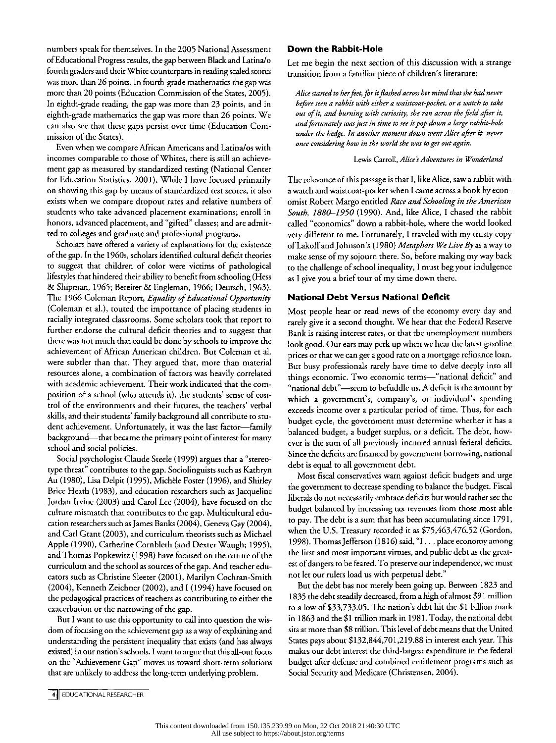numbers speak for themselves. In the 2005 National Assessment of Educational Progress results, the gap between Black and Latina/o fourth graders and their White counterparts in reading scaled scores was more than 26 points. In fourth-grade mathematics the gap was more than 20 points (Education Commission of the States, 2005). In eighth-grade reading, the gap was more than 23 points, and in eighth-grade mathematics the gap was more than 26 points. We can also see that these gaps persist over time (Education Commission of the States).

Even when we compare African Americans and Latina/os with incomes comparable to those of Whites, there is still an achievement gap as measured by standardized testing (National Center for Education Statistics, 2001). While I have focused primarily on showing this gap by means of standardized test scores, it also exists when we compare dropout rates and relative numbers of students who take advanced placement examinations; enroll in honors, advanced placement, and "gifted" classes; and are admitted to colleges and graduate and professional programs.

Scholars have offered a variety of explanations for the existence of the gap. In the 1960s, scholars identified cultural deficit theories to suggest that children of color were victims of pathological lifestyles that hindered their ability to benefit from schooling (Hess & Shipman, 1965; Bereiter & Engleman, 1966; Deutsch, 1963). The 1966 Coleman Report, *Equality of Educational Opportunity* (Coleman et al.), touted the importance of placing students in racially integrated classrooms. Some scholars took that report to further endorse the cultural deficit theories and to suggest that there was not much that could be done by schools to improve the achievement of African American children. But Coleman et al. were subtler than that. They argued that, more than material resources alone, a combination of factors was heavily correlated with academic achievement. Their work indicated that the composition of a school (who attends it), the students' sense of control of the environments and their futures, the teachers' verbal skills, and their students' family background all contribute to student achievement. Unfortunately, it was the last factor—family background—that became the primary point of interest for many school and social policies.

Social psychologist Claude Steele (1999) argues that a "stereotype threat" contributes to the gap. Sociolinguists such as Kathryn Au (1980), Lisa Delpit (1995), Michèle Foster (1996), and Shirley Brice Heath (1983), and education researchers such as Jacqueline Jordan Irvine (2003) and Carol Lee (2004), have focused on the culture mismatch that contributes to the gap. Multicultural education researchers such as James Banks (2004), Geneva Gay (2004), and Carl Grant (2003), and curriculum theorists such as Michael Apple (1990), Catherine Cornbleth (and Dexter Waugh; 1995), and Thomas Popkewitz (1998) have focused on the nature of the curriculum and the school as sources of the gap. And teacher educators such as Christine Sleeter (2001), Marilyn Cochran-Smith (2004), Kenneth Zeichner (2002), and I (1994) have focused on the pedagogical practices of teachers as contributing to either the exacerbation or the narrowing of the gap.

But I want to use this opportunity to call into question the wisdom of focusing on the achievement gap as a way of explaining and understanding the persistent inequality that exists (and has always existed) in our nation's schools. I want to argue that this all-out focus on the "Achievement Gap" moves us toward short-term solutions that are unlikely to address the long-term underlying problem.

## Down the Rabbit-Hole

Let me begin the next section of this discussion with a strange transition from a familiar piece of children's literature:

> *Alice started to her feet, for it flashed across her mind that she had never before seen a rabbit with either a waistcoat-pocket, or a watch to take out of it, and burning with curiosity, she ran across the field after it, and fortunately was just in time to see it pop down a large rabbit-hole under the hedge. In another moment down went Alice after it, never once considering how in the world she was to get out again.*
>
> Lewis Carroll, *Alice's Adventures in Wonderland*

The relevance of this passage is that I, like Alice, saw a rabbit with a watch and waistcoat-pocket when I came across a book by economist Robert Margo entitled *Race and Schooling in the American South, 1880–1950* (1990). And, like Alice, I chased the rabbit called "economics" down a rabbit-hole, where the world looked very different to me. Fortunately, I traveled with my trusty copy of Lakoff and Johnson's (1980) *Metaphors We Live By* as a way to make sense of my sojourn there. So, before making my way back to the challenge of school inequality, I must beg your indulgence as I give you a brief tour of my time down there.

## National Debt Versus National Deficit

Most people hear or read news of the economy every day and rarely give it a second thought. We hear that the Federal Reserve Bank is raising interest rates, or that the unemployment numbers look good. Our ears may perk up when we hear the latest gasoline prices or that we can get a good rate on a mortgage refinance loan. But busy professionals rarely have time to delve deeply into all things economic. Two economic terms—"national deficit" and "national debt"—seem to befuddle us. A deficit is the amount by which a government's, company's, or individual's spending exceeds income over a particular period of time. Thus, for each budget cycle, the government must determine whether it has a balanced budget, a budget surplus, or a deficit. The debt, however is the sum of all previously incurred annual federal deficits. Since the deficits are financed by government borrowing, national debt is equal to all government debt.

Most fiscal conservatives warn against deficit budgets and urge the government to decrease spending to balance the budget. Fiscal liberals do not necessarily embrace deficits but would rather see the budget balanced by increasing tax revenues from those most able to pay. The debt is a sum that has been accumulating since 1791, when the U.S. Treasury recorded it as $75,463,476.52 (Gordon, 1998). Thomas Jefferson (1816) said, "I . . . place economy among the first and most important virtues, and public debt as the greatest of dangers to be feared. To preserve our independence, we must not let our rulers load us with perpetual debt."

But the debt has not merely been going up. Between 1823 and 1835 the debt steadily decreased, from a high of almost $91 million to a low of $33,733.05. The nation's debt hit the $1 billion mark in 1863 and the $1 trillion mark in 1981. Today, the national debt sits at more than $8 trillion. This level of debt means that the United States pays about $132,844,701,219.88 in interest each year. This makes our debt interest the third-largest expenditure in the federal budget after defense and combined entitlement programs such as Social Security and Medicare (Christensen, 2004).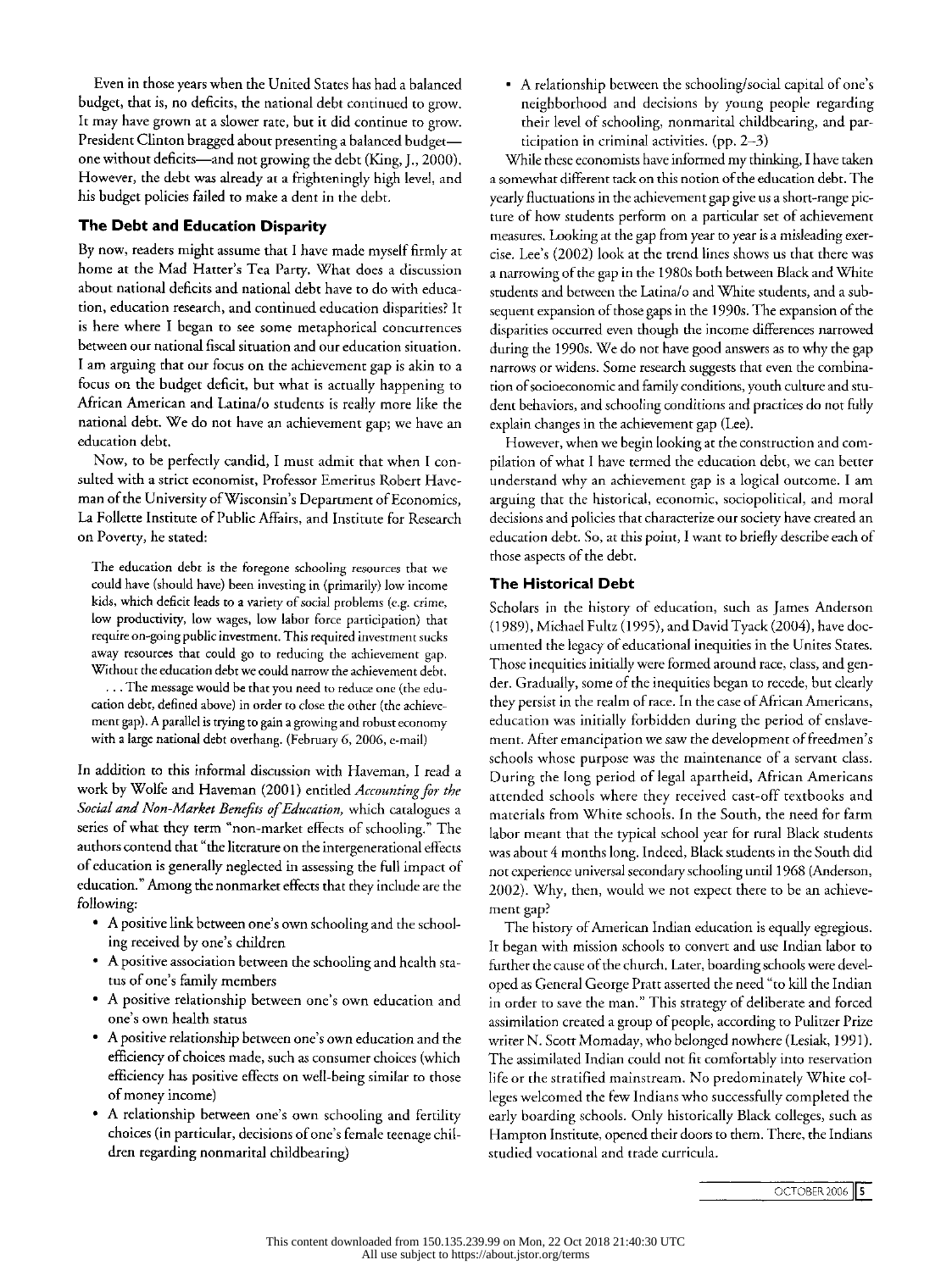Even in those years when the United States has had a balanced budget, that is, no deficits, the national debt continued to grow. It may have grown at a slower rate, but it did continue to grow. President Clinton bragged about presenting a balanced budget—one without deficits—and not growing the debt (King, J., 2000). However, the debt was already at a frighteningly high level, and his budget policies failed to make a dent in the debt.

### The Debt and Education Disparity

By now, readers might assume that I have made myself firmly at home at the Mad Hatter's Tea Party. What does a discussion about national deficits and national debt have to do with education, education research, and continued education disparities? It is here where I began to see some metaphorical concurrences between our national fiscal situation and our education situation. I am arguing that our focus on the achievement gap is akin to a focus on the budget deficit, but what is actually happening to African American and Latina/o students is really more like the national debt. We do not have an achievement gap; we have an education debt.

Now, to be perfectly candid, I must admit that when I consulted with a strict economist, Professor Emeritus Robert Haveman of the University of Wisconsin's Department of Economics, La Follette Institute of Public Affairs, and Institute for Research on Poverty, he stated:

> The education debt is the foregone schooling resources that we could have (should have) been investing in (primarily) low income kids, which deficit leads to a variety of social problems (e.g. crime, low productivity, low wages, low labor force participation) that require on-going public investment. This required investment sucks away resources that could go to reducing the achievement gap. Without the education debt we could narrow the achievement debt.
>
> . . . The message would be that you need to reduce one (the education debt, defined above) in order to close the other (the achievement gap). A parallel is trying to gain a growing and robust economy with a large national debt overhang. (February 6, 2006, e-mail)

In addition to this informal discussion with Haveman, I read a work by Wolfe and Haveman (2001) entitled *Accounting for the Social and Non-Market Benefits of Education*, which catalogues a series of what they term "non-market effects of schooling." The authors contend that "the literature on the intergenerational effects of education is generally neglected in assessing the full impact of education." Among the nonmarket effects that they include are the following:

- A positive link between one's own schooling and the schooling received by one's children
- A positive association between the schooling and health status of one's family members
- A positive relationship between one's own education and one's own health status
- A positive relationship between one's own education and the efficiency of choices made, such as consumer choices (which efficiency has positive effects on well-being similar to those of money income)
- A relationship between one's own schooling and fertility choices (in particular, decisions of one's female teenage children regarding nonmarital childbearing)
- A relationship between the schooling/social capital of one's neighborhood and decisions by young people regarding their level of schooling, nonmarital childbearing, and participation in criminal activities. (pp. 2–3)

While these economists have informed my thinking, I have taken a somewhat different tack on this notion of the education debt. The yearly fluctuations in the achievement gap give us a short-range picture of how students perform on a particular set of achievement measures. Looking at the gap from year to year is a misleading exercise. Lee's (2002) look at the trend lines shows us that there was a narrowing of the gap in the 1980s both between Black and White students and between the Latina/o and White students, and a subsequent expansion of those gaps in the 1990s. The expansion of the disparities occurred even though the income differences narrowed during the 1990s. We do not have good answers as to why the gap narrows or widens. Some research suggests that even the combination of socioeconomic and family conditions, youth culture and student behaviors, and schooling conditions and practices do not fully explain changes in the achievement gap (Lee).

However, when we begin looking at the construction and compilation of what I have termed the education debt, we can better understand why an achievement gap is a logical outcome. I am arguing that the historical, economic, sociopolitical, and moral decisions and policies that characterize our society have created an education debt. So, at this point, I want to briefly describe each of those aspects of the debt.

### The Historical Debt

Scholars in the history of education, such as James Anderson (1989), Michael Fultz (1995), and David Tyack (2004), have documented the legacy of educational inequities in the Unites States. Those inequities initially were formed around race, class, and gender. Gradually, some of the inequities began to recede, but clearly they persist in the realm of race. In the case of African Americans, education was initially forbidden during the period of enslavement. After emancipation we saw the development of freedmen's schools whose purpose was the maintenance of a servant class. During the long period of legal apartheid, African Americans attended schools where they received cast-off textbooks and materials from White schools. In the South, the need for farm labor meant that the typical school year for rural Black students was about 4 months long. Indeed, Black students in the South did not experience universal secondary schooling until 1968 (Anderson, 2002). Why, then, would we not expect there to be an achievement gap?

The history of American Indian education is equally egregious. It began with mission schools to convert and use Indian labor to further the cause of the church. Later, boarding schools were developed as General George Pratt asserted the need "to kill the Indian in order to save the man." This strategy of deliberate and forced assimilation created a group of people, according to Pulitzer Prize writer N. Scott Momaday, who belonged nowhere (Lesiak, 1991). The assimilated Indian could not fit comfortably into reservation life or the stratified mainstream. No predominately White colleges welcomed the few Indians who successfully completed the early boarding schools. Only historically Black colleges, such as Hampton Institute, opened their doors to them. There, the Indians studied vocational and trade curricula.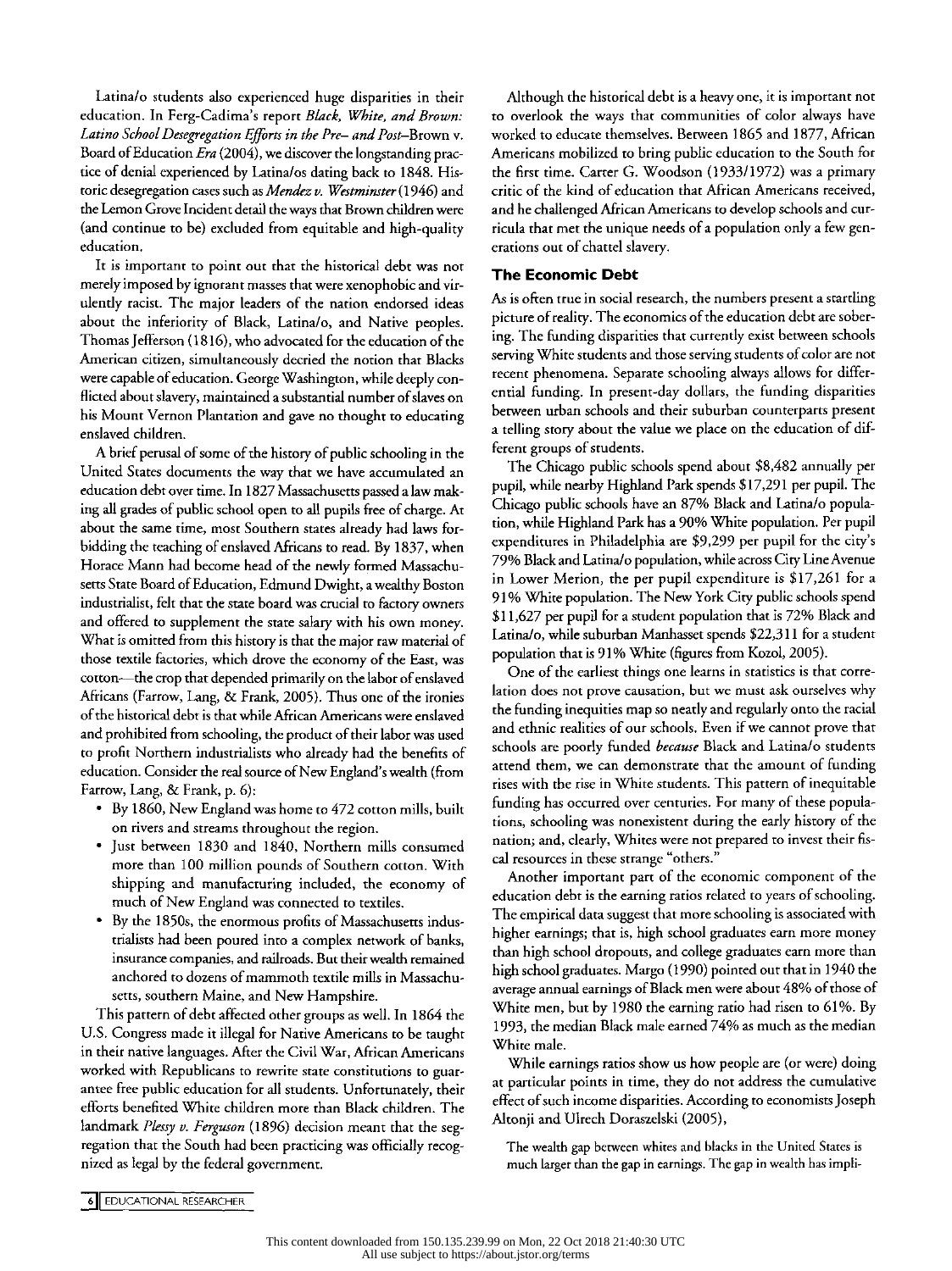Latina/o students also experienced huge disparities in their education. In Ferg-Cadima's report *Black, White, and Brown: Latino School Desegregation Efforts in the Pre– and Post–*Brown v. Board of Education *Era* (2004), we discover the longstanding practice of denial experienced by Latina/os dating back to 1848. Historic desegregation cases such as *Mendez v. Westminster* (1946) and the Lemon Grove Incident detail the ways that Brown children were (and continue to be) excluded from equitable and high-quality education.

It is important to point out that the historical debt was not merely imposed by ignorant masses that were xenophobic and virulently racist. The major leaders of the nation endorsed ideas about the inferiority of Black, Latina/o, and Native peoples. Thomas Jefferson (1816), who advocated for the education of the American citizen, simultaneously decried the notion that Blacks were capable of education. George Washington, while deeply conflicted about slavery, maintained a substantial number of slaves on his Mount Vernon Plantation and gave no thought to educating enslaved children.

A brief perusal of some of the history of public schooling in the United States documents the way that we have accumulated an education debt over time. In 1827 Massachusetts passed a law making all grades of public school open to all pupils free of charge. At about the same time, most Southern states already had laws forbidding the teaching of enslaved Africans to read. By 1837, when Horace Mann had become head of the newly formed Massachusetts State Board of Education, Edmund Dwight, a wealthy Boston industrialist, felt that the state board was crucial to factory owners and offered to supplement the state salary with his own money. What is omitted from this history is that the major raw material of those textile factories, which drove the economy of the East, was cotton—the crop that depended primarily on the labor of enslaved Africans (Farrow, Lang, & Frank, 2005). Thus one of the ironies of the historical debt is that while African Americans were enslaved and prohibited from schooling, the product of their labor was used to profit Northern industrialists who already had the benefits of education. Consider the real source of New England's wealth (from Farrow, Lang, & Frank, p. 6):

- By 1860, New England was home to 472 cotton mills, built on rivers and streams throughout the region.
- Just between 1830 and 1840, Northern mills consumed more than 100 million pounds of Southern cotton. With shipping and manufacturing included, the economy of much of New England was connected to textiles.
- By the 1850s, the enormous profits of Massachusetts industrialists had been poured into a complex network of banks, insurance companies, and railroads. But their wealth remained anchored to dozens of mammoth textile mills in Massachusetts, southern Maine, and New Hampshire.

This pattern of debt affected other groups as well. In 1864 the U.S. Congress made it illegal for Native Americans to be taught in their native languages. After the Civil War, African Americans worked with Republicans to rewrite state constitutions to guarantee free public education for all students. Unfortunately, their efforts benefited White children more than Black children. The landmark *Plessy v. Ferguson* (1896) decision meant that the segregation that the South had been practicing was officially recognized as legal by the federal government.

Although the historical debt is a heavy one, it is important not to overlook the ways that communities of color always have worked to educate themselves. Between 1865 and 1877, African Americans mobilized to bring public education to the South for the first time. Carter G. Woodson (1933/1972) was a primary critic of the kind of education that African Americans received, and he challenged African Americans to develop schools and curricula that met the unique needs of a population only a few generations out of chattel slavery.

## The Economic Debt

As is often true in social research, the numbers present a startling picture of reality. The economics of the education debt are sobering. The funding disparities that currently exist between schools serving White students and those serving students of color are not recent phenomena. Separate schooling always allows for differential funding. In present-day dollars, the funding disparities between urban schools and their suburban counterparts present a telling story about the value we place on the education of different groups of students.

The Chicago public schools spend about $8,482 annually per pupil, while nearby Highland Park spends $17,291 per pupil. The Chicago public schools have an 87% Black and Latina/o population, while Highland Park has a 90% White population. Per pupil expenditures in Philadelphia are $9,299 per pupil for the city's 79% Black and Latina/o population, while across City Line Avenue in Lower Merion, the per pupil expenditure is $17,261 for a 91% White population. The New York City public schools spend $11,627 per pupil for a student population that is 72% Black and Latina/o, while suburban Manhasset spends $22,311 for a student population that is 91% White (figures from Kozol, 2005).

One of the earliest things one learns in statistics is that correlation does not prove causation, but we must ask ourselves why the funding inequities map so neatly and regularly onto the racial and ethnic realities of our schools. Even if we cannot prove that schools are poorly funded *because* Black and Latina/o students attend them, we can demonstrate that the amount of funding rises with the rise in White students. This pattern of inequitable funding has occurred over centuries. For many of these populations, schooling was nonexistent during the early history of the nation; and, clearly, Whites were not prepared to invest their fiscal resources in these strange "others."

Another important part of the economic component of the education debt is the earning ratios related to years of schooling. The empirical data suggest that more schooling is associated with higher earnings; that is, high school graduates earn more money than high school dropouts, and college graduates earn more than high school graduates. Margo (1990) pointed out that in 1940 the average annual earnings of Black men were about 48% of those of White men, but by 1980 the earning ratio had risen to 61%. By 1993, the median Black male earned 74% as much as the median White male.

While earnings ratios show us how people are (or were) doing at particular points in time, they do not address the cumulative effect of such income disparities. According to economists Joseph Altonji and Ulrech Doraszelski (2005),

> The wealth gap between whites and blacks in the United States is much larger than the gap in earnings. The gap in wealth has impli-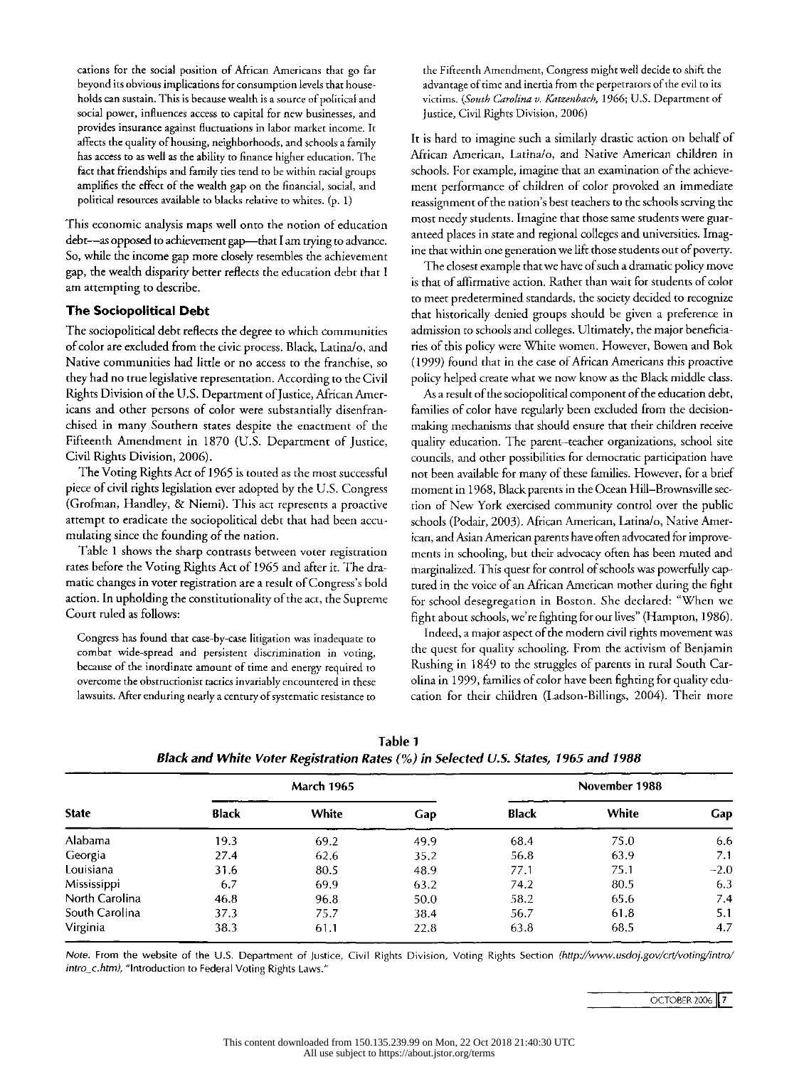cations for the social position of African Americans that go far beyond its obvious implications for consumption levels that households can sustain. This is because wealth is a source of political and social power, influences access to capital for new businesses, and provides insurance against fluctuations in labor market income. It affects the quality of housing, neighborhoods, and schools a family has access to as well as the ability to finance higher education. The fact that friendships and family ties tend to be within racial groups amplifies the effect of the wealth gap on the financial, social, and political resources available to blacks relative to whites. (p. 1)

This economic analysis maps well onto the notion of education debt—as opposed to achievement gap—that I am trying to advance. So, while the income gap more closely resembles the achievement gap, the wealth disparity better reflects the education debt that I am attempting to describe.

### The Sociopolitical Debt

The sociopolitical debt reflects the degree to which communities of color are excluded from the civic process. Black, Latina/o, and Native communities had little or no access to the franchise, so they had no true legislative representation. According to the Civil Rights Division of the U.S. Department of Justice, African Americans and other persons of color were substantially disenfranchised in many Southern states despite the enactment of the Fifteenth Amendment in 1870 (U.S. Department of Justice, Civil Rights Division, 2006).

The Voting Rights Act of 1965 is touted as the most successful piece of civil rights legislation ever adopted by the U.S. Congress (Grofman, Handley, & Niemi). This act represents a proactive attempt to eradicate the sociopolitical debt that had been accumulating since the founding of the nation.

Table 1 shows the sharp contrasts between voter registration rates before the Voting Rights Act of 1965 and after it. The dramatic changes in voter registration are a result of Congress's bold action. In upholding the constitutionality of the act, the Supreme Court ruled as follows:

> Congress has found that case-by-case litigation was inadequate to combat wide-spread and persistent discrimination in voting, because of the inordinate amount of time and energy required to overcome the obstructionist tactics invariably encountered in these lawsuits. After enduring nearly a century of systematic resistance to the Fifteenth Amendment, Congress might well decide to shift the advantage of time and inertia from the perpetrators of the evil to its victims. (*South Carolina v. Katzenbach*, 1966; U.S. Department of Justice, Civil Rights Division, 2006)

It is hard to imagine such a similarly drastic action on behalf of African American, Latina/o, and Native American children in schools. For example, imagine that an examination of the achievement performance of children of color provoked an immediate reassignment of the nation's best teachers to the schools serving the most needy students. Imagine that those same students were guaranteed places in state and regional colleges and universities. Imagine that within one generation we lift those students out of poverty.

The closest example that we have of such a dramatic policy move is that of affirmative action. Rather than wait for students of color to meet predetermined standards, the society decided to recognize that historically denied groups should be given a preference in admission to schools and colleges. Ultimately, the major beneficiaries of this policy were White women. However, Bowen and Bok (1999) found that in the case of African Americans this proactive policy helped create what we now know as the Black middle class.

As a result of the sociopolitical component of the education debt, families of color have regularly been excluded from the decision-making mechanisms that should ensure that their children receive quality education. The parent–teacher organizations, school site councils, and other possibilities for democratic participation have not been available for many of these families. However, for a brief moment in 1968, Black parents in the Ocean Hill–Brownsville section of New York exercised community control over the public schools (Podair, 2003). African American, Latina/o, Native American, and Asian American parents have often advocated for improvements in schooling, but their advocacy often has been muted and marginalized. This quest for control of schools was powerfully captured in the voice of an African American mother during the fight for school desegregation in Boston. She declared: "When we fight about schools, we're fighting for our lives" (Hampton, 1986).

Indeed, a major aspect of the modern civil rights movement was the quest for quality schooling. From the activism of Benjamin Rushing in 1849 to the struggles of parents in rural South Carolina in 1999, families of color have been fighting for quality education for their children (Ladson-Billings, 2004). Their more

**Table 1**
***Black and White Voter Registration Rates (%) in Selected U.S. States, 1965 and 1988***

| State | March 1965 | | | November 1988 | | |
|---|---|---|---|---|---|---|
| | Black | White | Gap | Black | White | Gap |
| Alabama | 19.3 | 69.2 | 49.9 | 68.4 | 75.0 | 6.6 |
| Georgia | 27.4 | 62.6 | 35.2 | 56.8 | 63.9 | 7.1 |
| Louisiana | 31.6 | 80.5 | 48.9 | 77.1 | 75.1 | −2.0 |
| Mississippi | 6.7 | 69.9 | 63.2 | 74.2 | 80.5 | 6.3 |
| North Carolina | 46.8 | 96.8 | 50.0 | 58.2 | 65.6 | 7.4 |
| South Carolina | 37.3 | 75.7 | 38.4 | 56.7 | 61.8 | 5.1 |
| Virginia | 38.3 | 61.1 | 22.8 | 63.8 | 68.5 | 4.7 |

*Note.* From the website of the U.S. Department of Justice, Civil Rights Division, Voting Rights Section *(http://www.usdoj.gov/crt/voting/intro/intro_c.htm)*, "Introduction to Federal Voting Rights Laws."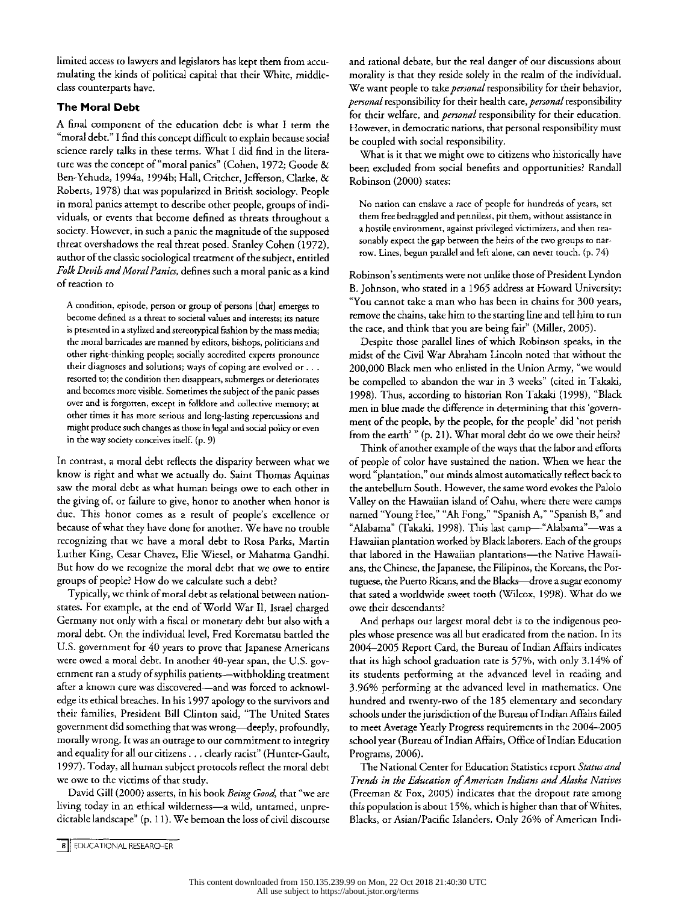limited access to lawyers and legislators has kept them from accumulating the kinds of political capital that their White, middle-class counterparts have.

### The Moral Debt

A final component of the education debt is what I term the "moral debt." I find this concept difficult to explain because social science rarely talks in these terms. What I did find in the literature was the concept of "moral panics" (Cohen, 1972; Goode & Ben-Yehuda, 1994a, 1994b; Hall, Critcher, Jefferson, Clarke, & Roberts, 1978) that was popularized in British sociology. People in moral panics attempt to describe other people, groups of individuals, or events that become defined as threats throughout a society. However, in such a panic the magnitude of the supposed threat overshadows the real threat posed. Stanley Cohen (1972), author of the classic sociological treatment of the subject, entitled *Folk Devils and Moral Panics,* defines such a moral panic as a kind of reaction to

> A condition, episode, person or group of persons [that] emerges to become defined as a threat to societal values and interests; its nature is presented in a stylized and stereotypical fashion by the mass media; the moral barricades are manned by editors, bishops, politicians and other right-thinking people; socially accredited experts pronounce their diagnoses and solutions; ways of coping are evolved or . . . resorted to; the condition then disappears, submerges or deteriorates and becomes more visible. Sometimes the subject of the panic passes over and is forgotten, except in folklore and collective memory; at other times it has more serious and long-lasting repercussions and might produce such changes as those in legal and social policy or even in the way society conceives itself. (p. 9)

In contrast, a moral debt reflects the disparity between what we know is right and what we actually do. Saint Thomas Aquinas saw the moral debt as what human beings owe to each other in the giving of, or failure to give, honor to another when honor is due. This honor comes as a result of people's excellence or because of what they have done for another. We have no trouble recognizing that we have a moral debt to Rosa Parks, Martin Luther King, Cesar Chavez, Elie Wiesel, or Mahatma Gandhi. But how do we recognize the moral debt that we owe to entire groups of people? How do we calculate such a debt?

Typically, we think of moral debt as relational between nation-states. For example, at the end of World War II, Israel charged Germany not only with a fiscal or monetary debt but also with a moral debt. On the individual level, Fred Korematsu battled the U.S. government for 40 years to prove that Japanese Americans were owed a moral debt. In another 40-year span, the U.S. government ran a study of syphilis patients—withholding treatment after a known cure was discovered—and was forced to acknowledge its ethical breaches. In his 1997 apology to the survivors and their families, President Bill Clinton said, "The United States government did something that was wrong—deeply, profoundly, morally wrong. It was an outrage to our commitment to integrity and equality for all our citizens . . . clearly racist" (Hunter-Gault, 1997). Today, all human subject protocols reflect the moral debt we owe to the victims of that study.

David Gill (2000) asserts, in his book *Being Good,* that "we are living today in an ethical wilderness—a wild, untamed, unpredictable landscape" (p. 11). We bemoan the loss of civil discourse and rational debate, but the real danger of our discussions about morality is that they reside solely in the realm of the individual. We want people to take *personal* responsibility for their behavior, *personal* responsibility for their health care, *personal* responsibility for their welfare, and *personal* responsibility for their education. However, in democratic nations, that personal responsibility must be coupled with social responsibility.

What is it that we might owe to citizens who historically have been excluded from social benefits and opportunities? Randall Robinson (2000) states:

> No nation can enslave a race of people for hundreds of years, set them free bedraggled and penniless, pit them, without assistance in a hostile environment, against privileged victimizers, and then reasonably expect the gap between the heirs of the two groups to narrow. Lines, begun parallel and left alone, can never touch. (p. 74)

Robinson's sentiments were not unlike those of President Lyndon B. Johnson, who stated in a 1965 address at Howard University: "You cannot take a man who has been in chains for 300 years, remove the chains, take him to the starting line and tell him to run the race, and think that you are being fair" (Miller, 2005).

Despite those parallel lines of which Robinson speaks, in the midst of the Civil War Abraham Lincoln noted that without the 200,000 Black men who enlisted in the Union Army, "we would be compelled to abandon the war in 3 weeks" (cited in Takaki, 1998). Thus, according to historian Ron Takaki (1998), "Black men in blue made the difference in determining that this 'government of the people, by the people, for the people' did 'not perish from the earth' " (p. 21). What moral debt do we owe their heirs?

Think of another example of the ways that the labor and efforts of people of color have sustained the nation. When we hear the word "plantation," our minds almost automatically reflect back to the antebellum South. However, the same word evokes the Palolo Valley on the Hawaiian island of Oahu, where there were camps named "Young Hee," "Ah Fong," "Spanish A," "Spanish B," and "Alabama" (Takaki, 1998). This last camp—"Alabama"—was a Hawaiian plantation worked by Black laborers. Each of the groups that labored in the Hawaiian plantations—the Native Hawaiians, the Chinese, the Japanese, the Filipinos, the Koreans, the Portuguese, the Puerto Ricans, and the Blacks—drove a sugar economy that sated a worldwide sweet tooth (Wilcox, 1998). What do we owe their descendants?

And perhaps our largest moral debt is to the indigenous peoples whose presence was all but eradicated from the nation. In its 2004–2005 Report Card, the Bureau of Indian Affairs indicates that its high school graduation rate is 57%, with only 3.14% of its students performing at the advanced level in reading and 3.96% performing at the advanced level in mathematics. One hundred and twenty-two of the 185 elementary and secondary schools under the jurisdiction of the Bureau of Indian Affairs failed to meet Average Yearly Progress requirements in the 2004–2005 school year (Bureau of Indian Affairs, Office of Indian Education Programs, 2006).

The National Center for Education Statistics report *Status and Trends in the Education of American Indians and Alaska Natives* (Freeman & Fox, 2005) indicates that the dropout rate among this population is about 15%, which is higher than that of Whites, Blacks, or Asian/Pacific Islanders. Only 26% of American Indi-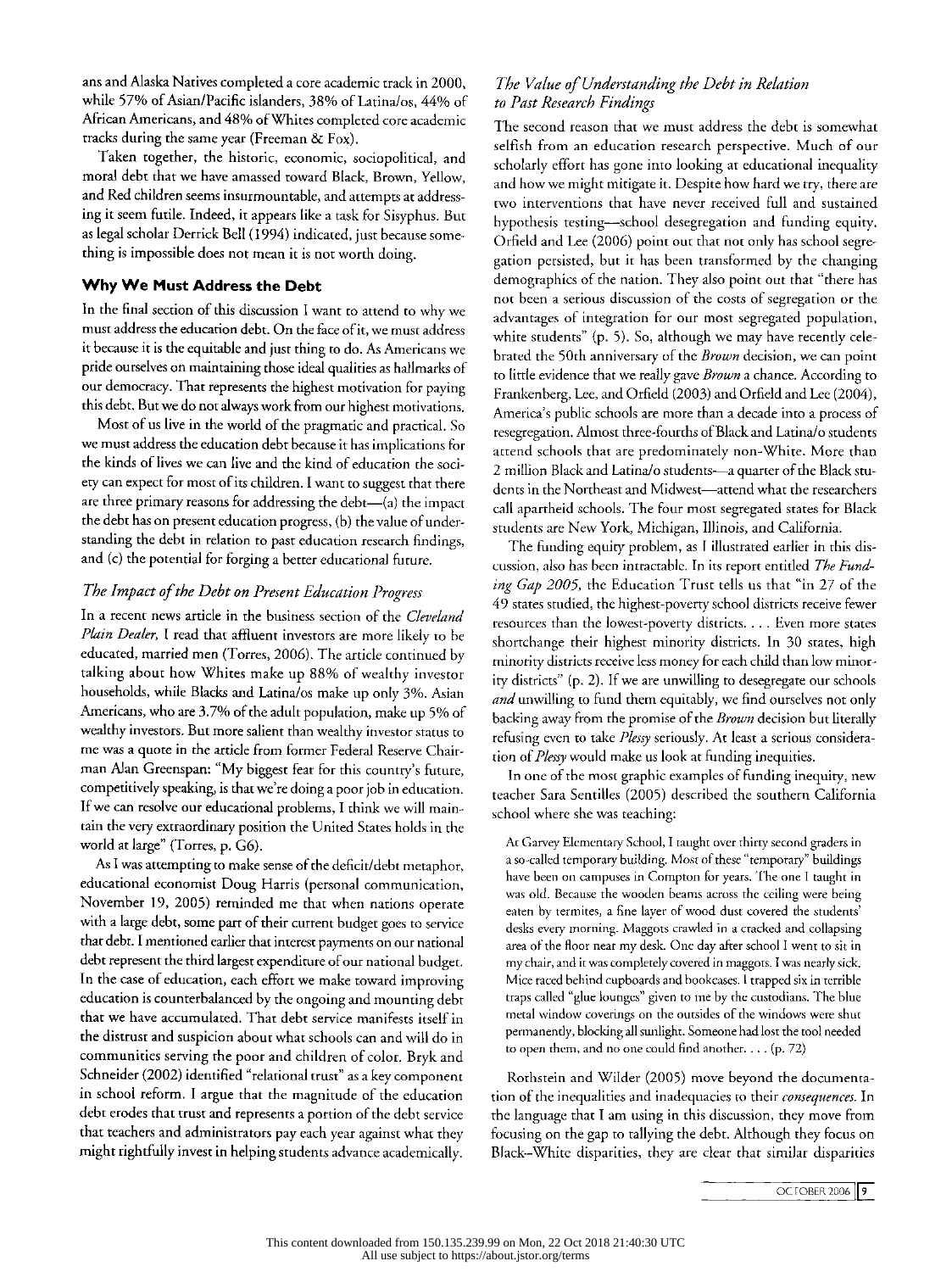ans and Alaska Natives completed a core academic track in 2000, while 57% of Asian/Pacific islanders, 38% of Latina/os, 44% of African Americans, and 48% of Whites completed core academic tracks during the same year (Freeman & Fox).

Taken together, the historic, economic, sociopolitical, and moral debt that we have amassed toward Black, Brown, Yellow, and Red children seems insurmountable, and attempts at addressing it seem futile. Indeed, it appears like a task for Sisyphus. But as legal scholar Derrick Bell (1994) indicated, just because something is impossible does not mean it is not worth doing.

## Why We Must Address the Debt

In the final section of this discussion I want to attend to why we must address the education debt. On the face of it, we must address it because it is the equitable and just thing to do. As Americans we pride ourselves on maintaining those ideal qualities as hallmarks of our democracy. That represents the highest motivation for paying this debt. But we do not always work from our highest motivations.

Most of us live in the world of the pragmatic and practical. So we must address the education debt because it has implications for the kinds of lives we can live and the kind of education the society can expect for most of its children. I want to suggest that there are three primary reasons for addressing the debt—(a) the impact the debt has on present education progress, (b) the value of understanding the debt in relation to past education research findings, and (c) the potential for forging a better educational future.

### *The Impact of the Debt on Present Education Progress*

In a recent news article in the business section of the *Cleveland Plain Dealer,* I read that affluent investors are more likely to be educated, married men (Torres, 2006). The article continued by talking about how Whites make up 88% of wealthy investor households, while Blacks and Latina/os make up only 3%. Asian Americans, who are 3.7% of the adult population, make up 5% of wealthy investors. But more salient than wealthy investor status to me was a quote in the article from former Federal Reserve Chairman Alan Greenspan: "My biggest fear for this country's future, competitively speaking, is that we're doing a poor job in education. If we can resolve our educational problems, I think we will maintain the very extraordinary position the United States holds in the world at large" (Torres, p. G6).

As I was attempting to make sense of the deficit/debt metaphor, educational economist Doug Harris (personal communication, November 19, 2005) reminded me that when nations operate with a large debt, some part of their current budget goes to service that debt. I mentioned earlier that interest payments on our national debt represent the third largest expenditure of our national budget. In the case of education, each effort we make toward improving education is counterbalanced by the ongoing and mounting debt that we have accumulated. That debt service manifests itself in the distrust and suspicion about what schools can and will do in communities serving the poor and children of color. Bryk and Schneider (2002) identified "relational trust" as a key component in school reform. I argue that the magnitude of the education debt erodes that trust and represents a portion of the debt service that teachers and administrators pay each year against what they might rightfully invest in helping students advance academically.

### *The Value of Understanding the Debt in Relation to Past Research Findings*

The second reason that we must address the debt is somewhat selfish from an education research perspective. Much of our scholarly effort has gone into looking at educational inequality and how we might mitigate it. Despite how hard we try, there are two interventions that have never received full and sustained hypothesis testing—school desegregation and funding equity. Orfield and Lee (2006) point out that not only has school segregation persisted, but it has been transformed by the changing demographics of the nation. They also point out that "there has not been a serious discussion of the costs of segregation or the advantages of integration for our most segregated population, white students" (p. 5). So, although we may have recently celebrated the 50th anniversary of the *Brown* decision, we can point to little evidence that we really gave *Brown* a chance. According to Frankenberg, Lee, and Orfield (2003) and Orfield and Lee (2004), America's public schools are more than a decade into a process of resegregation. Almost three-fourths of Black and Latina/o students attend schools that are predominately non-White. More than 2 million Black and Latina/o students—a quarter of the Black students in the Northeast and Midwest—attend what the researchers call apartheid schools. The four most segregated states for Black students are New York, Michigan, Illinois, and California.

The funding equity problem, as I illustrated earlier in this discussion, also has been intractable. In its report entitled *The Funding Gap 2005,* the Education Trust tells us that "in 27 of the 49 states studied, the highest-poverty school districts receive fewer resources than the lowest-poverty districts. . . . Even more states shortchange their highest minority districts. In 30 states, high minority districts receive less money for each child than low minority districts" (p. 2). If we are unwilling to desegregate our schools *and* unwilling to fund them equitably, we find ourselves not only backing away from the promise of the *Brown* decision but literally refusing even to take *Plessy* seriously. At least a serious consideration of *Plessy* would make us look at funding inequities.

In one of the most graphic examples of funding inequity, new teacher Sara Sentilles (2005) described the southern California school where she was teaching:

> At Garvey Elementary School, I taught over thirty second graders in a so-called temporary building. Most of these "temporary" buildings have been on campuses in Compton for years. The one I taught in was old. Because the wooden beams across the ceiling were being eaten by termites, a fine layer of wood dust covered the students' desks every morning. Maggots crawled in a cracked and collapsing area of the floor near my desk. One day after school I went to sit in my chair, and it was completely covered in maggots. I was nearly sick. Mice raced behind cupboards and bookcases. I trapped six in terrible traps called "glue lounges" given to me by the custodians. The blue metal window coverings on the outsides of the windows were shut permanently, blocking all sunlight. Someone had lost the tool needed to open them, and no one could find another. . . . (p. 72)

Rothstein and Wilder (2005) move beyond the documentation of the inequalities and inadequacies to their *consequences.* In the language that I am using in this discussion, they move from focusing on the gap to tallying the debt. Although they focus on Black–White disparities, they are clear that similar disparities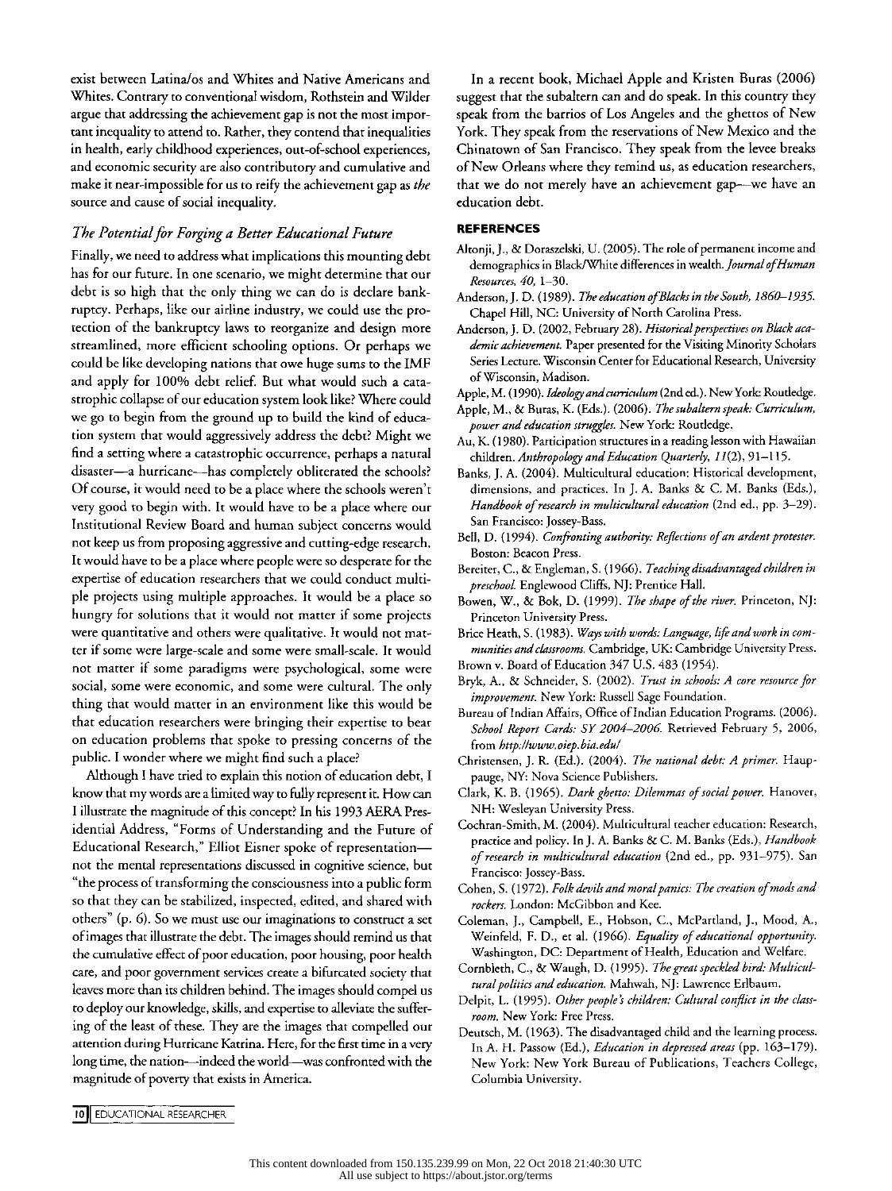exist between Latina/os and Whites and Native Americans and Whites. Contrary to conventional wisdom, Rothstein and Wilder argue that addressing the achievement gap is not the most important inequality to attend to. Rather, they contend that inequalities in health, early childhood experiences, out-of-school experiences, and economic security are also contributory and cumulative and make it near-impossible for us to reify the achievement gap as *the* source and cause of social inequality.

### *The Potential for Forging a Better Educational Future*

Finally, we need to address what implications this mounting debt has for our future. In one scenario, we might determine that our debt is so high that the only thing we can do is declare bankruptcy. Perhaps, like our airline industry, we could use the protection of the bankruptcy laws to reorganize and design more streamlined, more efficient schooling options. Or perhaps we could be like developing nations that owe huge sums to the IMF and apply for 100% debt relief. But what would such a catastrophic collapse of our education system look like? Where could we go to begin from the ground up to build the kind of education system that would aggressively address the debt? Might we find a setting where a catastrophic occurrence, perhaps a natural disaster—a hurricane—has completely obliterated the schools? Of course, it would need to be a place where the schools weren't very good to begin with. It would have to be a place where our Institutional Review Board and human subject concerns would not keep us from proposing aggressive and cutting-edge research. It would have to be a place where people were so desperate for the expertise of education researchers that we could conduct multiple projects using multiple approaches. It would be a place so hungry for solutions that it would not matter if some projects were quantitative and others were qualitative. It would not matter if some were large-scale and some were small-scale. It would not matter if some paradigms were psychological, some were social, some were economic, and some were cultural. The only thing that would matter in an environment like this would be that education researchers were bringing their expertise to bear on education problems that spoke to pressing concerns of the public. I wonder where we might find such a place?

Although I have tried to explain this notion of education debt, I know that my words are a limited way to fully represent it. How can I illustrate the magnitude of this concept? In his 1993 AERA Presidential Address, "Forms of Understanding and the Future of Educational Research," Elliot Eisner spoke of representation—not the mental representations discussed in cognitive science, but "the process of transforming the consciousness into a public form so that they can be stabilized, inspected, edited, and shared with others" (p. 6). So we must use our imaginations to construct a set of images that illustrate the debt. The images should remind us that the cumulative effect of poor education, poor housing, poor health care, and poor government services create a bifurcated society that leaves more than its children behind. The images should compel us to deploy our knowledge, skills, and expertise to alleviate the suffering of the least of these. They are the images that compelled our attention during Hurricane Katrina. Here, for the first time in a very long time, the nation—indeed the world—was confronted with the magnitude of poverty that exists in America.

In a recent book, Michael Apple and Kristen Buras (2006) suggest that the subaltern can and do speak. In this country they speak from the barrios of Los Angeles and the ghettos of New York. They speak from the reservations of New Mexico and the Chinatown of San Francisco. They speak from the levee breaks of New Orleans where they remind us, as education researchers, that we do not merely have an achievement gap—we have an education debt.

## REFERENCES

Altonji, J., & Doraszelski, U. (2005). The role of permanent income and demographics in Black/White differences in wealth. *Journal of Human Resources, 40,* 1–30.

Anderson, J. D. (1989). *The education of Blacks in the South, 1860–1935.* Chapel Hill, NC: University of North Carolina Press.

Anderson, J. D. (2002, February 28). *Historical perspectives on Black academic achievement.* Paper presented for the Visiting Minority Scholars Series Lecture. Wisconsin Center for Educational Research, University of Wisconsin, Madison.

Apple, M. (1990). *Ideology and curriculum* (2nd ed.). New York: Routledge.

Apple, M., & Buras, K. (Eds.). (2006). *The subaltern speak: Curriculum, power and education struggles.* New York: Routledge.

Au, K. (1980). Participation structures in a reading lesson with Hawaiian children. *Anthropology and Education Quarterly, 11*(2), 91–115.

Banks, J. A. (2004). Multicultural education: Historical development, dimensions, and practices. In J. A. Banks & C. M. Banks (Eds.), *Handbook of research in multicultural education* (2nd ed., pp. 3–29). San Francisco: Jossey-Bass.

Bell, D. (1994). *Confronting authority: Reflections of an ardent protester.* Boston: Beacon Press.

Bereiter, C., & Engleman, S. (1966). *Teaching disadvantaged children in preschool.* Englewood Cliffs, NJ: Prentice Hall.

Bowen, W., & Bok, D. (1999). *The shape of the river.* Princeton, NJ: Princeton University Press.

Brice Heath, S. (1983). *Ways with words: Language, life and work in communities and classrooms.* Cambridge, UK: Cambridge University Press.

Brown v. Board of Education 347 U.S. 483 (1954).

Bryk, A., & Schneider, S. (2002). *Trust in schools: A core resource for improvement.* New York: Russell Sage Foundation.

Bureau of Indian Affairs, Office of Indian Education Programs. (2006). *School Report Cards: SY 2004–2006.* Retrieved February 5, 2006, from *http://www.oiep.bia.edu/*

Christensen, J. R. (Ed.). (2004). *The national debt: A primer.* Hauppauge, NY: Nova Science Publishers.

Clark, K. B. (1965). *Dark ghetto: Dilemmas of social power.* Hanover, NH: Wesleyan University Press.

Cochran-Smith, M. (2004). Multicultural teacher education: Research, practice and policy. In J. A. Banks & C. M. Banks (Eds.), *Handbook of research in multicultural education* (2nd ed., pp. 931–975). San Francisco: Jossey-Bass.

Cohen, S. (1972). *Folk devils and moral panics: The creation of mods and rockers.* London: McGibbon and Kee.

Coleman, J., Campbell, E., Hobson, C., McPartland, J., Mood, A., Weinfeld, F. D., et al. (1966). *Equality of educational opportunity.* Washington, DC: Department of Health, Education and Welfare.

Cornbleth, C., & Waugh, D. (1995). *The great speckled bird: Multicultural politics and education.* Mahwah, NJ: Lawrence Erlbaum.

Delpit, L. (1995). *Other people's children: Cultural conflict in the classroom.* New York: Free Press.

Deutsch, M. (1963). The disadvantaged child and the learning process. In A. H. Passow (Ed.), *Education in depressed areas* (pp. 163–179). New York: New York Bureau of Publications, Teachers College, Columbia University.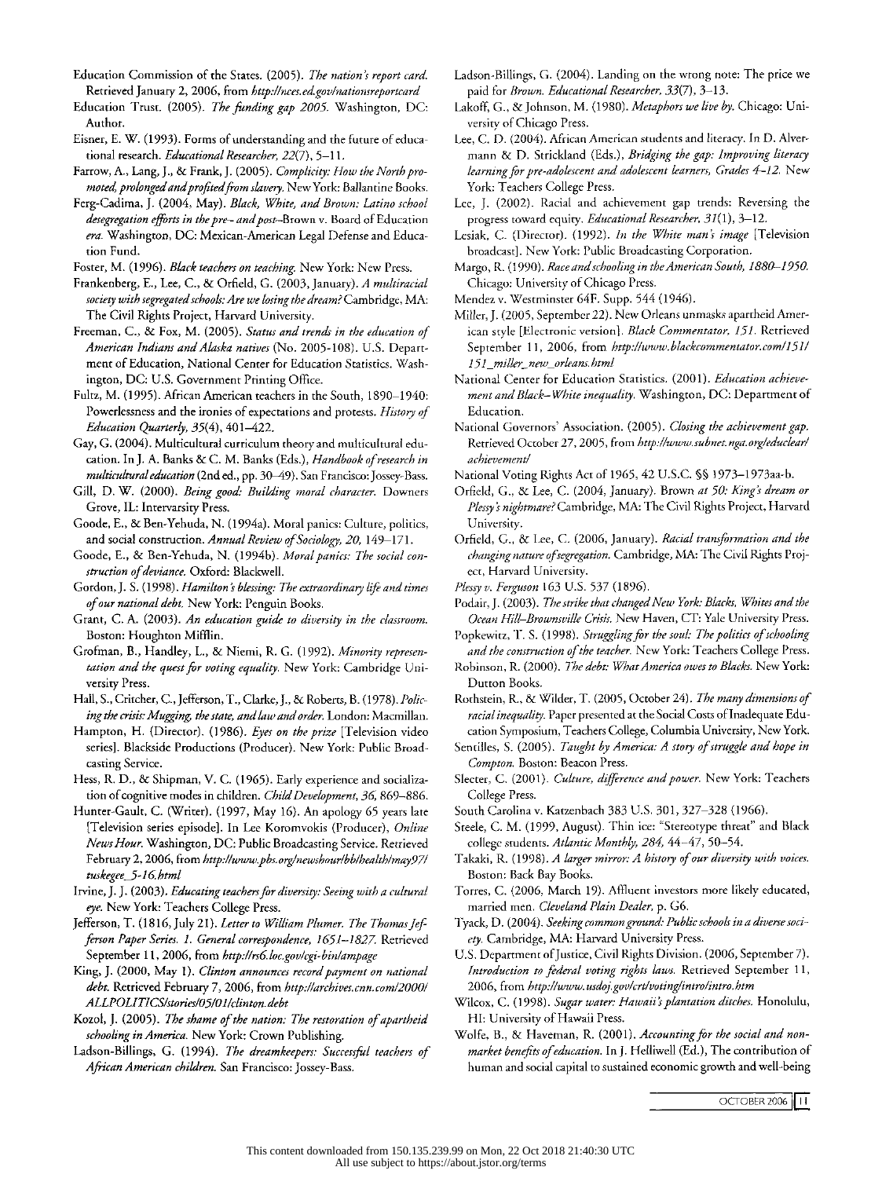Education Commission of the States. (2005). *The nation's report card.* Retrieved January 2, 2006, from *http://nces.ed.gov/nationsreportcard*

Education Trust. (2005). *The funding gap 2005.* Washington, DC: Author.

Eisner, E. W. (1993). Forms of understanding and the future of educational research. *Educational Researcher, 22*(7), 5–11.

Farrow, A., Lang, J., & Frank, J. (2005). *Complicity: How the North promoted, prolonged and profited from slavery.* New York: Ballantine Books.

Ferg-Cadima, J. (2004, May). *Black, White, and Brown: Latino school desegregation efforts in the pre- and post-*Brown v. Board of Education *era.* Washington, DC: Mexican-American Legal Defense and Education Fund.

Foster, M. (1996). *Black teachers on teaching.* New York: New Press.

Frankenberg, E., Lee, C., & Orfield, G. (2003, January). *A multiracial society with segregated schools: Are we losing the dream?* Cambridge, MA: The Civil Rights Project, Harvard University.

Freeman, C., & Fox, M. (2005). *Status and trends in the education of American Indians and Alaska natives* (No. 2005-108). U.S. Department of Education, National Center for Education Statistics. Washington, DC: U.S. Government Printing Office.

Fultz, M. (1995). African American teachers in the South, 1890–1940: Powerlessness and the ironies of expectations and protests. *History of Education Quarterly, 35*(4), 401–422.

Gay, G. (2004). Multicultural curriculum theory and multicultural education. In J. A. Banks & C. M. Banks (Eds.), *Handbook of research in multicultural education* (2nd ed., pp. 30–49). San Francisco: Jossey-Bass.

Gill, D. W. (2000). *Being good: Building moral character.* Downers Grove, IL: Intervarsity Press.

Goode, E., & Ben-Yehuda, N. (1994a). Moral panics: Culture, politics, and social construction. *Annual Review of Sociology, 20,* 149–171.

Goode, E., & Ben-Yehuda, N. (1994b). *Moral panics: The social construction of deviance.* Oxford: Blackwell.

Gordon, J. S. (1998). *Hamilton's blessing: The extraordinary life and times of our national debt.* New York: Penguin Books.

Grant, C. A. (2003). *An education guide to diversity in the classroom.* Boston: Houghton Mifflin.

Grofman, B., Handley, L., & Niemi, R. G. (1992). *Minority representation and the quest for voting equality.* New York: Cambridge University Press.

Hall, S., Critcher, C., Jefferson, T., Clarke, J., & Roberts, B. (1978). *Policing the crisis: Mugging, the state, and law and order.* London: Macmillan.

Hampton, H. (Director). (1986). *Eyes on the prize* [Television video series]. Blackside Productions (Producer). New York: Public Broadcasting Service.

Hess, R. D., & Shipman, V. C. (1965). Early experience and socialization of cognitive modes in children. *Child Development, 36,* 869–886.

Hunter-Gault, C. (Writer). (1997, May 16). An apology 65 years late [Television series episode]. In Lee Koromvokis (Producer), *Online News Hour.* Washington, DC: Public Broadcasting Service. Retrieved February 2, 2006, from *http://www.pbs.org/newshour/bb/health/may97/tuskegee_5-16.html*

Irvine, J. J. (2003). *Educating teachers for diversity: Seeing with a cultural eye.* New York: Teachers College Press.

Jefferson, T. (1816, July 21). *Letter to William Plumer. The Thomas Jefferson Paper Series. 1. General correspondence, 1651–1827.* Retrieved September 11, 2006, from *http://rs6.loc.gov/cgi-bin/ampage*

King, J. (2000, May 1). *Clinton announces record payment on national debt.* Retrieved February 7, 2006, from *http://archives.cnn.com/2000/ALLPOLITICS/stories/05/01/clinton.debt*

Kozol, J. (2005). *The shame of the nation: The restoration of apartheid schooling in America.* New York: Crown Publishing.

Ladson-Billings, G. (1994). *The dreamkeepers: Successful teachers of African American children.* San Francisco: Jossey-Bass.

Ladson-Billings, G. (2004). Landing on the wrong note: The price we paid for *Brown. Educational Researcher, 33*(7), 3–13.

Lakoff, G., & Johnson, M. (1980). *Metaphors we live by.* Chicago: University of Chicago Press.

Lee, C. D. (2004). African American students and literacy. In D. Alvermann & D. Strickland (Eds.), *Bridging the gap: Improving literacy learning for pre-adolescent and adolescent learners, Grades 4–12.* New York: Teachers College Press.

Lee, J. (2002). Racial and achievement gap trends: Reversing the progress toward equity. *Educational Researcher, 31*(1), 3–12.

Lesiak, C. (Director). (1992). *In the White man's image* [Television broadcast]. New York: Public Broadcasting Corporation.

Margo, R. (1990). *Race and schooling in the American South, 1880–1950.* Chicago: University of Chicago Press.

Mendez v. Westminster 64F. Supp. 544 (1946).

Miller, J. (2005, September 22). New Orleans unmasks apartheid American style [Electronic version]. *Black Commentator, 151.* Retrieved September 11, 2006, from *http://www.blackcommentator.com/151/151_miller_new_orleans.html*

National Center for Education Statistics. (2001). *Education achievement and Black–White inequality.* Washington, DC: Department of Education.

National Governors' Association. (2005). *Closing the achievement gap.* Retrieved October 27, 2005, from *http://www.subnet.nga.org/educlear/achievement/*

National Voting Rights Act of 1965, 42 U.S.C. §§ 1973–1973aa-b.

Orfield, G., & Lee, C. (2004, January). Brown *at 50: King's dream or Plessy's nightmare?* Cambridge, MA: The Civil Rights Project, Harvard University.

Orfield, G., & Lee, C. (2006, January). *Racial transformation and the changing nature of segregation.* Cambridge, MA: The Civil Rights Project, Harvard University.

*Plessy v. Ferguson* 163 U.S. 537 (1896).

Podair, J. (2003). *The strike that changed New York: Blacks, Whites and the Ocean Hill–Brownsville Crisis.* New Haven, CT: Yale University Press.

Popkewitz, T. S. (1998). *Struggling for the soul: The politics of schooling and the construction of the teacher.* New York: Teachers College Press.

Robinson, R. (2000). *The debt: What America owes to Blacks.* New York: Dutton Books.

Rothstein, R., & Wilder, T. (2005, October 24). *The many dimensions of racial inequality.* Paper presented at the Social Costs of Inadequate Education Symposium, Teachers College, Columbia University, New York.

Sentilles, S. (2005). *Taught by America: A story of struggle and hope in Compton.* Boston: Beacon Press.

Sleeter, C. (2001). *Culture, difference and power.* New York: Teachers College Press.

South Carolina v. Katzenbach 383 U.S. 301, 327–328 (1966).

Steele, C. M. (1999, August). Thin ice: "Stereotype threat" and Black college students. *Atlantic Monthly, 284,* 44–47, 50–54.

Takaki, R. (1998). *A larger mirror: A history of our diversity with voices.* Boston: Back Bay Books.

Torres, C. (2006, March 19). Affluent investors more likely educated, married men. *Cleveland Plain Dealer,* p. G6.

Tyack, D. (2004). *Seeking common ground: Public schools in a diverse society.* Cambridge, MA: Harvard University Press.

U.S. Department of Justice, Civil Rights Division. (2006, September 7). *Introduction to federal voting rights laws.* Retrieved September 11, 2006, from *http://www.usdoj.gov/crt/voting/intro/intro.htm*

Wilcox, C. (1998). *Sugar water: Hawaii's plantation ditches.* Honolulu, HI: University of Hawaii Press.

Wolfe, B., & Haveman, R. (2001). *Accounting for the social and non-market benefits of education.* In J. Helliwell (Ed.), The contribution of human and social capital to sustained economic growth and well-being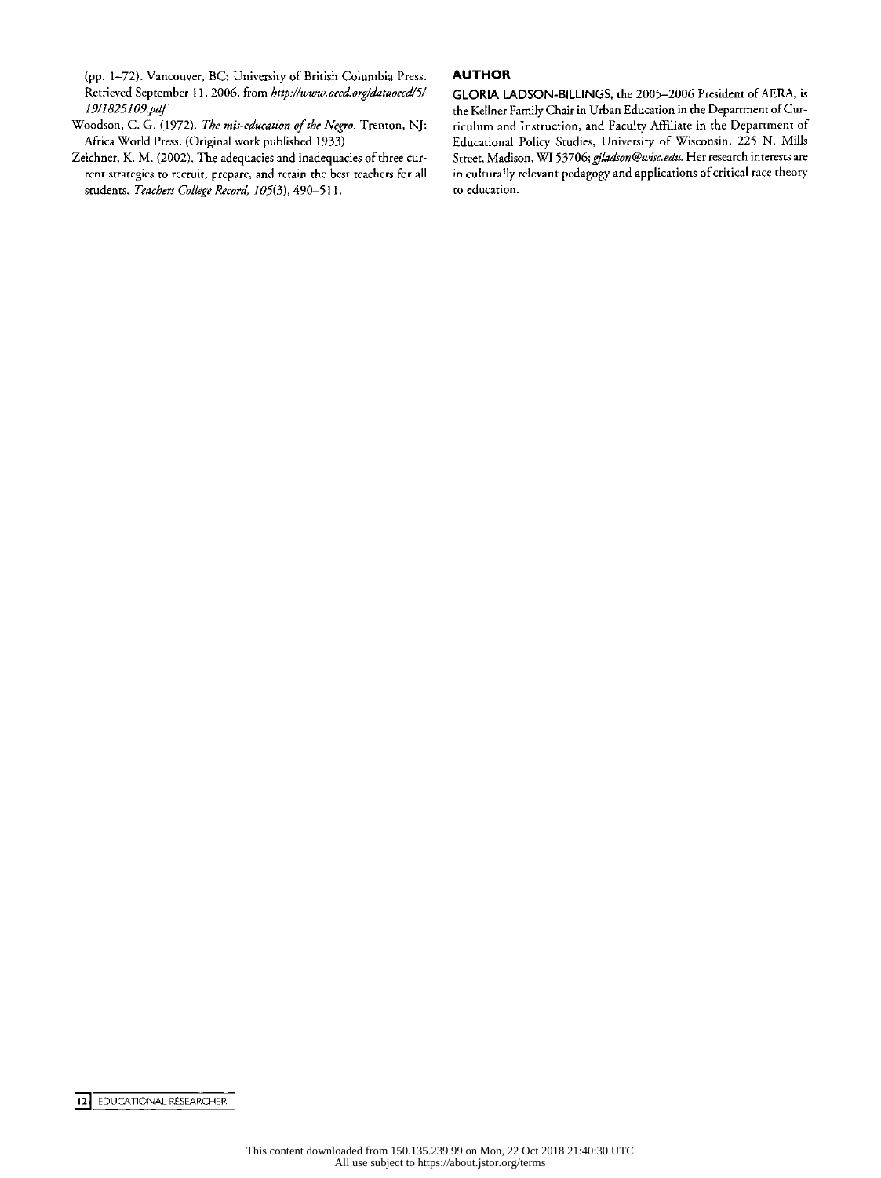(pp. 1–72). Vancouver, BC: University of British Columbia Press. Retrieved September 11, 2006, from *http://www.oecd.org/dataoecd/5/19/1825109.pdf*

Woodson, C. G. (1972). *The mis-education of the Negro.* Trenton, NJ: Africa World Press. (Original work published 1933)

Zeichner, K. M. (2002). The adequacies and inadequacies of three current strategies to recruit, prepare, and retain the best teachers for all students. *Teachers College Record, 105*(3), 490–511.

## AUTHOR

**GLORIA LADSON-BILLINGS**, the 2005–2006 President of AERA, is the Kellner Family Chair in Urban Education in the Department of Curriculum and Instruction, and Faculty Affiliate in the Department of Educational Policy Studies, University of Wisconsin, 225 N. Mills Street, Madison, WI 53706; *gjladson@wisc.edu*. Her research interests are in culturally relevant pedagogy and applications of critical race theory to education.